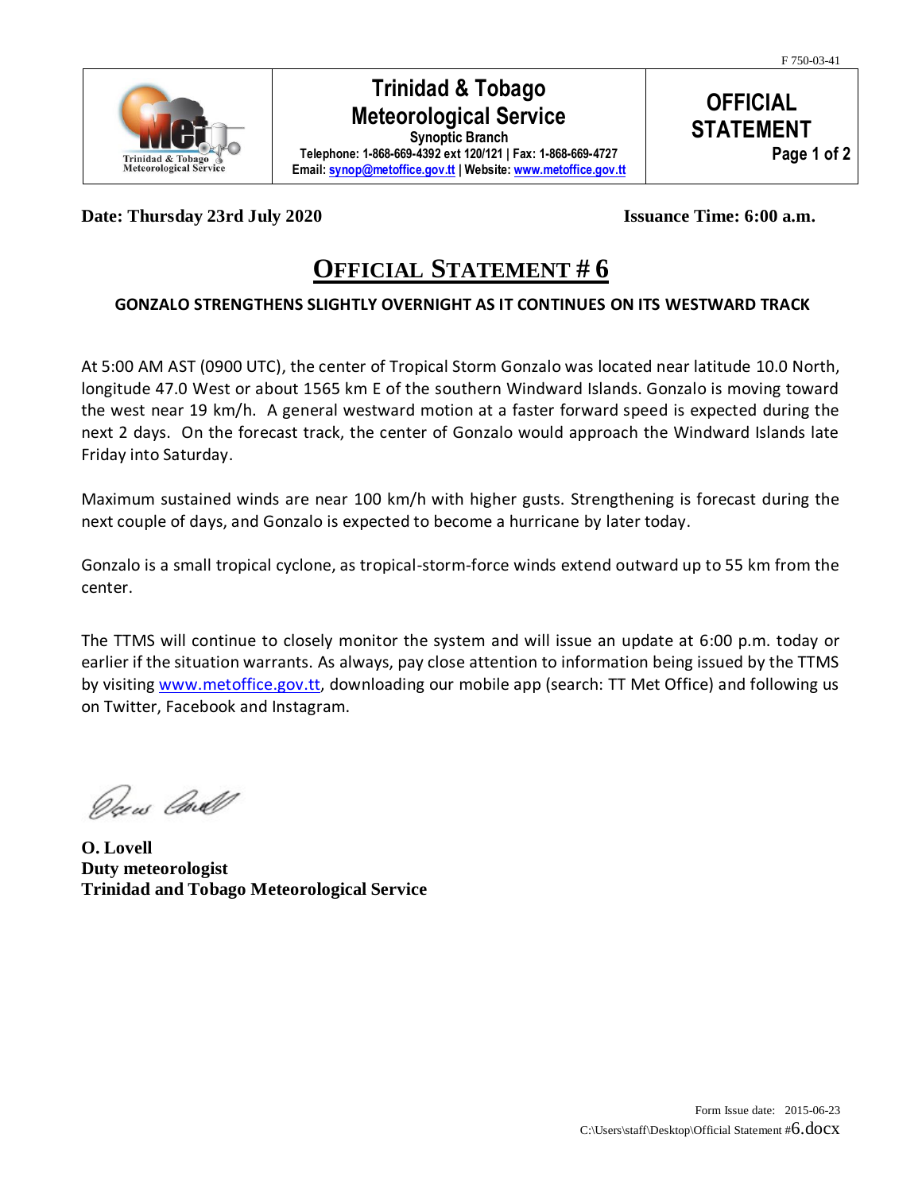F 750-03-41

| Trinidad & Tobago Meteorological Service | **Trinidad & Tobago Meteorological Service**<br>**Synoptic Branch**<br>**Telephone: 1-868-669-4392 ext 120/121 \| Fax: 1-868-669-4727**<br>**Email: synop@metoffice.gov.tt \| Website: www.metoffice.gov.tt** | **OFFICIAL STATEMENT** |
|---|---|---|

**Date: Thursday 23rd July 2020** **Issuance Time: 6:00 a.m.**

# OFFICIAL STATEMENT # 6

**GONZALO STRENGTHENS SLIGHTLY OVERNIGHT AS IT CONTINUES ON ITS WESTWARD TRACK**

At 5:00 AM AST (0900 UTC), the center of Tropical Storm Gonzalo was located near latitude 10.0 North, longitude 47.0 West or about 1565 km E of the southern Windward Islands. Gonzalo is moving toward the west near 19 km/h. A general westward motion at a faster forward speed is expected during the next 2 days. On the forecast track, the center of Gonzalo would approach the Windward Islands late Friday into Saturday.

Maximum sustained winds are near 100 km/h with higher gusts. Strengthening is forecast during the next couple of days, and Gonzalo is expected to become a hurricane by later today.

Gonzalo is a small tropical cyclone, as tropical-storm-force winds extend outward up to 55 km from the center.

The TTMS will continue to closely monitor the system and will issue an update at 6:00 p.m. today or earlier if the situation warrants. As always, pay close attention to information being issued by the TTMS by visiting www.metoffice.gov.tt, downloading our mobile app (search: TT Met Office) and following us on Twitter, Facebook and Instagram.

**O. Lovell**
**Duty meteorologist**
**Trinidad and Tobago Meteorological Service**

Form Issue date: 2015-06-23
C:\Users\staff\Desktop\Official Statement #6.docx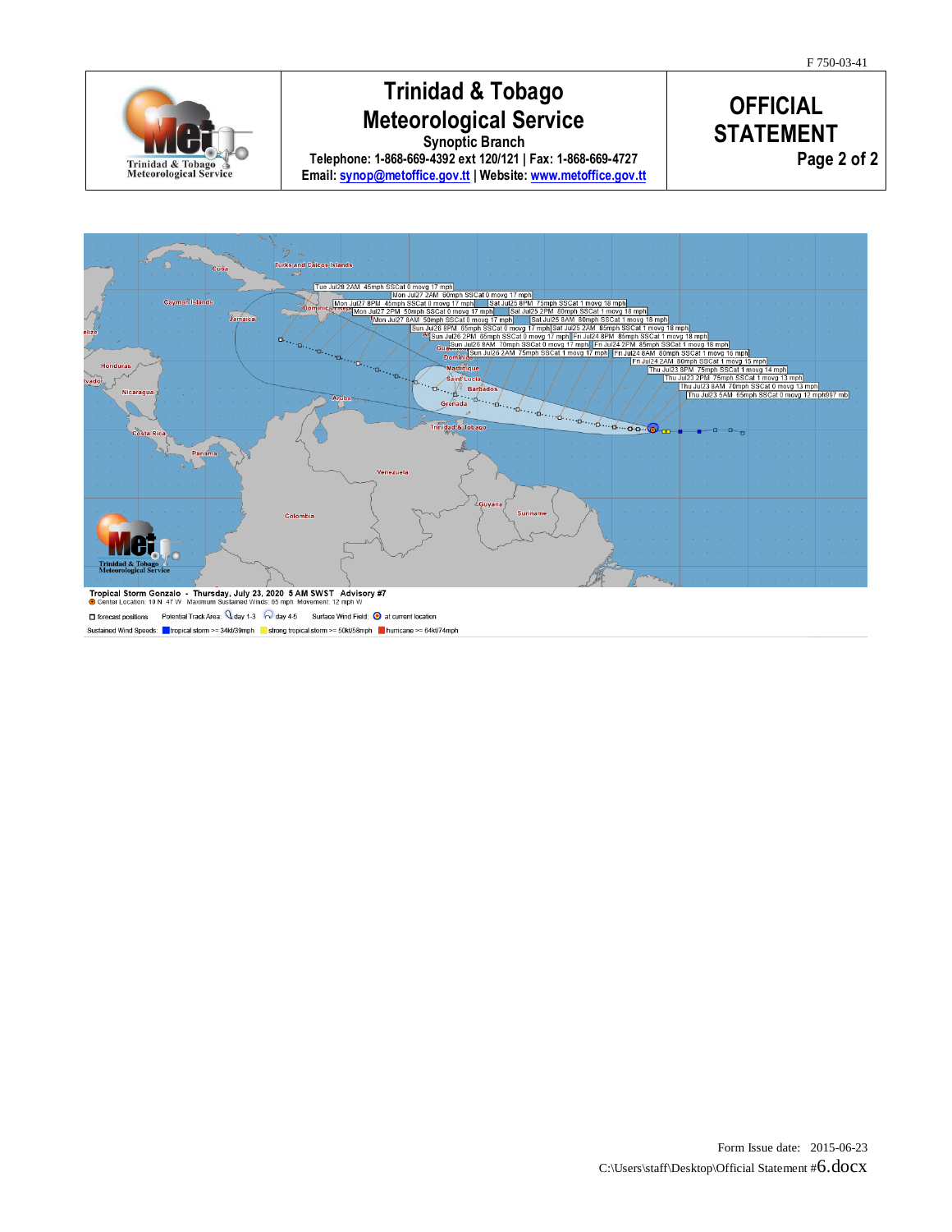Tue Jul28 2AM 45mph SSCat 0 movg 17 mph
Mon Jul27 2AM 60mph SSCat 0 movg 17 mph
Mon Jul27 8PM 45mph SSCat 0 movg 17 mph
Sat Jul25 8PM 75mph SSCat 1 movg 18 mph
Mon Jul27 2PM 50mph SSCat 0 movg 17 mph
Sat Jul25 2PM 80mph SSCat 1 movg 18 mph
Mon Jul27 8AM 50mph SSCat 0 movg 17 mph
Sat Jul25 8AM 80mph SSCat 1 movg 18 mph
Sun Jul26 8PM 65mph SSCat 0 movg 17 mph
Sat Jul25 2AM 85mph SSCat 1 movg 18 mph
Sun Jul26 2PM 65mph SSCat 0 movg 17 mph
Fri Jul24 8PM 85mph SSCat 1 movg 18 mph
Sun Jul26 8AM 70mph SSCat 0 movg 17 mph
Fri Jul24 2PM 85mph SSCat 1 movg 18 mph
Sun Jul26 2AM 75mph SSCat 1 movg 17 mph
Fri Jul24 8AM 80mph SSCat 1 movg 16 mph
Fri Jul24 2AM 80mph SSCat 1 movg 15 mph
Thu Jul23 8PM 75mph SSCat 1 movg 14 mph
Thu Jul23 2PM 75mph SSCat 1 movg 13 mph
Thu Jul23 8AM 70mph SSCat 0 movg 13 mph
Thu Jul23 5AM 65mph SSCat 0 movg 12 mph997 mb

Cuba
Turks and Caicos Islands
Cayman Islands
Jamaica
Dominican Rep
Belize
Honduras
Salvador
Nicaragua
Guadeloupe
Dominica
Martinique
Saint Lucia
Barbados
Grenada
Aruba
Trinidad & Tobago
Costa Rica
Panama
Venezuela
Colombia
Guyana
Suriname

Trinidad & Tobago Meteorological Service

**Tropical Storm Gonzalo - Thursday, July 23, 2020 5 AM SWST Advisory #7**

Center Location: 10 N 47 W Maximum Sustained Winds: 65 mph Movement: 12 mph W

forecast positions Potential Track Area: day 1-3 day 4-5 Surface Wind Field: at current location

Sustained Wind Speeds: tropical storm >= 34kt/39mph strong tropical storm >= 50kt/58mph hurricane >= 64kt/74mph